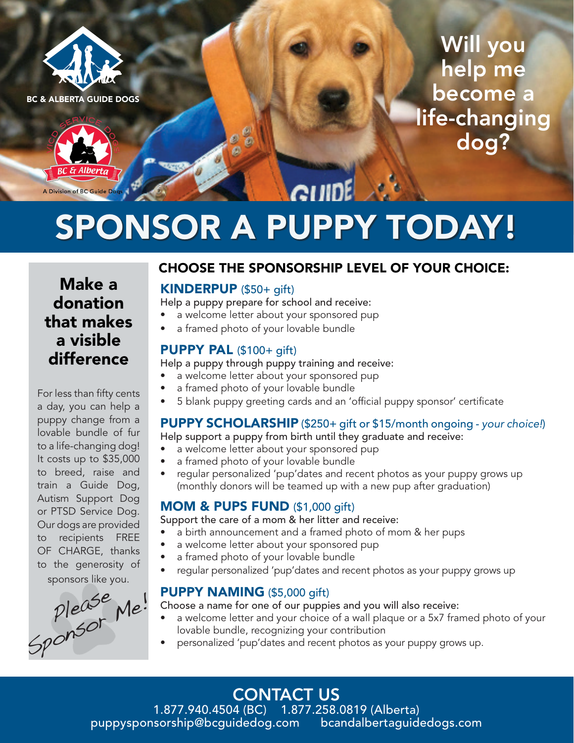BC & ALBERTA GUIDE DOGS

BC & Alberta

A Division of BC Guide Dogs

Will you help me become a life-changing dog?

# SPONSOR A PUPPY TODAY!

## Make a donation that makes a visible difference

For less than fifty cents a day, you can help a puppy change from a lovable bundle of fur to a life-changing dog! It costs up to $35,000 to breed, raise and train a Guide Dog, Autism Support Dog or PTSD Service Dog. Our dogs are provided to recipients FREE OF CHARGE, thanks to the generosity of sponsors like you.

*Please Sponsor Me!*

## CHOOSE THE SPONSORSHIP LEVEL OF YOUR CHOICE:

### KINDERPUP ($50+ gift)

Help a puppy prepare for school and receive:

- a welcome letter about your sponsored pup
- a framed photo of your lovable bundle

### PUPPY PAL ($100+ gift)

Help a puppy through puppy training and receive:

- a welcome letter about your sponsored pup
- a framed photo of your lovable bundle
- 5 blank puppy greeting cards and an 'official puppy sponsor' certificate

### PUPPY SCHOLARSHIP ($250+ gift or $15/month ongoing - *your choice!*)

Help support a puppy from birth until they graduate and receive:

- a welcome letter about your sponsored pup
- a framed photo of your lovable bundle
- regular personalized 'pup'dates and recent photos as your puppy grows up (monthly donors will be teamed up with a new pup after graduation)

### MOM & PUPS FUND ($1,000 gift)

Support the care of a mom & her litter and receive:

- a birth announcement and a framed photo of mom & her pups
- a welcome letter about your sponsored pup
- a framed photo of your lovable bundle
- regular personalized 'pup'dates and recent photos as your puppy grows up

### PUPPY NAMING ($5,000 gift)

Choose a name for one of our puppies and you will also receive:

- a welcome letter and your choice of a wall plaque or a 5x7 framed photo of your lovable bundle, recognizing your contribution
- personalized 'pup'dates and recent photos as your puppy grows up.

## CONTACT US

1.877.940.4504 (BC) 1.877.258.0819 (Alberta)
puppysponsorship@bcguidedog.com bcandalbertaguidedogs.com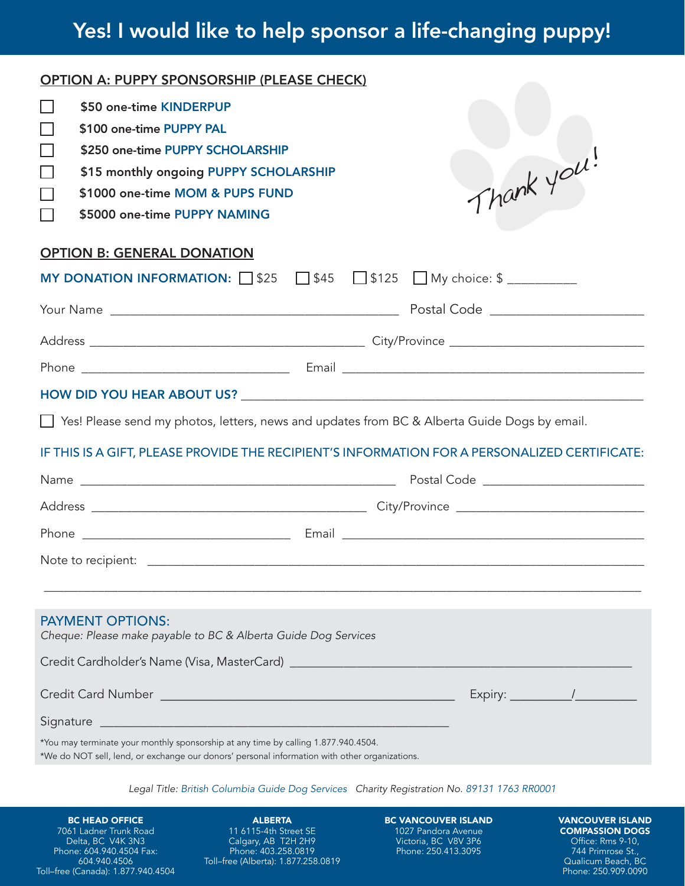# Yes! I would like to help sponsor a life-changing puppy!

## OPTION A: PUPPY SPONSORSHIP (PLEASE CHECK)

- ☐ $50 one-time **KINDERPUP**
- ☐ $100 one-time **PUPPY PAL**
- ☐ $250 one-time **PUPPY SCHOLARSHIP**
- ☐ $15 monthly ongoing **PUPPY SCHOLARSHIP**
- ☐ $1000 one-time **MOM & PUPS FUND**
- ☐ $5000 one-time **PUPPY NAMING**

Thank you!

## OPTION B: GENERAL DONATION

**MY DONATION INFORMATION:** ☐ $25 ☐ $45 ☐ $125 ☐ My choice: $ __________

Your Name ____________________________________________ Postal Code ________________________

Address ____________________________________________ City/Province ______________________________

Phone ________________________________ Email ______________________________________________

**HOW DID YOU HEAR ABOUT US?** ______________________________________________________________

☐ Yes! Please send my photos, letters, news and updates from BC & Alberta Guide Dogs by email.

**IF THIS IS A GIFT, PLEASE PROVIDE THE RECIPIENT'S INFORMATION FOR A PERSONALIZED CERTIFICATE:**

Name ________________________________________________ Postal Code __________________________

Address ____________________________________________ City/Province ______________________________

Phone ________________________________ Email ______________________________________________

Note to recipient: ________________________________________________________________________

______________________________________________________________________________________________

## PAYMENT OPTIONS:

*Cheque: Please make payable to BC & Alberta Guide Dog Services*

Credit Cardholder's Name (Visa, MasterCard) ________________________________________________

Credit Card Number ____________________________________________ Expiry: _________/_________

Signature ______________________________________________________

*You may terminate your monthly sponsorship at any time by calling 1.877.940.4504.
*We do NOT sell, lend, or exchange our donors' personal information with other organizations.

*Legal Title: British Columbia Guide Dog Services Charity Registration No. 89131 1763 RR0001*

**BC HEAD OFFICE**
7061 Ladner Trunk Road
Delta, BC V4K 3N3
Phone: 604.940.4504 Fax: 604.940.4506
Toll–free (Canada): 1.877.940.4504

**ALBERTA**
11 6115-4th Street SE
Calgary, AB T2H 2H9
Phone: 403.258.0819
Toll–free (Alberta): 1.877.258.0819

**BC VANCOUVER ISLAND**
1027 Pandora Avenue
Victoria, BC V8V 3P6
Phone: 250.413.3095

**VANCOUVER ISLAND COMPASSION DOGS**
Office: Rms 9-10,
744 Primrose St.,
Qualicum Beach, BC
Phone: 250.909.0090